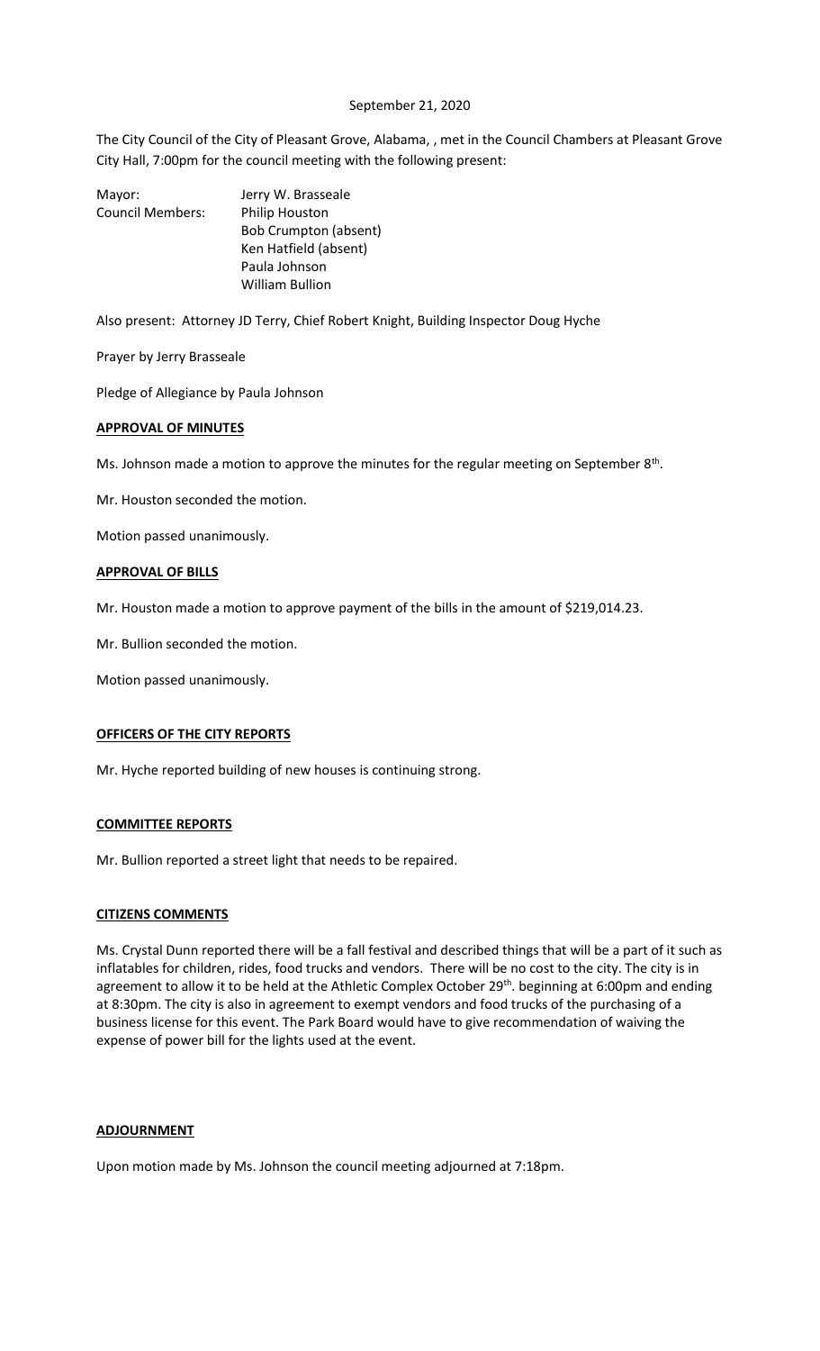September 21, 2020

The City Council of the City of Pleasant Grove, Alabama, , met in the Council Chambers at Pleasant Grove City Hall, 7:00pm for the council meeting with the following present:

Mayor: Jerry W. Brasseale
Council Members: Philip Houston
Bob Crumpton (absent)
Ken Hatfield (absent)
Paula Johnson
William Bullion

Also present: Attorney JD Terry, Chief Robert Knight, Building Inspector Doug Hyche

Prayer by Jerry Brasseale

Pledge of Allegiance by Paula Johnson

**APPROVAL OF MINUTES**

Ms. Johnson made a motion to approve the minutes for the regular meeting on September 8th.

Mr. Houston seconded the motion.

Motion passed unanimously.

**APPROVAL OF BILLS**

Mr. Houston made a motion to approve payment of the bills in the amount of $219,014.23.

Mr. Bullion seconded the motion.

Motion passed unanimously.

**OFFICERS OF THE CITY REPORTS**

Mr. Hyche reported building of new houses is continuing strong.

**COMMITTEE REPORTS**

Mr. Bullion reported a street light that needs to be repaired.

**CITIZENS COMMENTS**

Ms. Crystal Dunn reported there will be a fall festival and described things that will be a part of it such as inflatables for children, rides, food trucks and vendors. There will be no cost to the city. The city is in agreement to allow it to be held at the Athletic Complex October 29th. beginning at 6:00pm and ending at 8:30pm. The city is also in agreement to exempt vendors and food trucks of the purchasing of a business license for this event. The Park Board would have to give recommendation of waiving the expense of power bill for the lights used at the event.

**ADJOURNMENT**

Upon motion made by Ms. Johnson the council meeting adjourned at 7:18pm.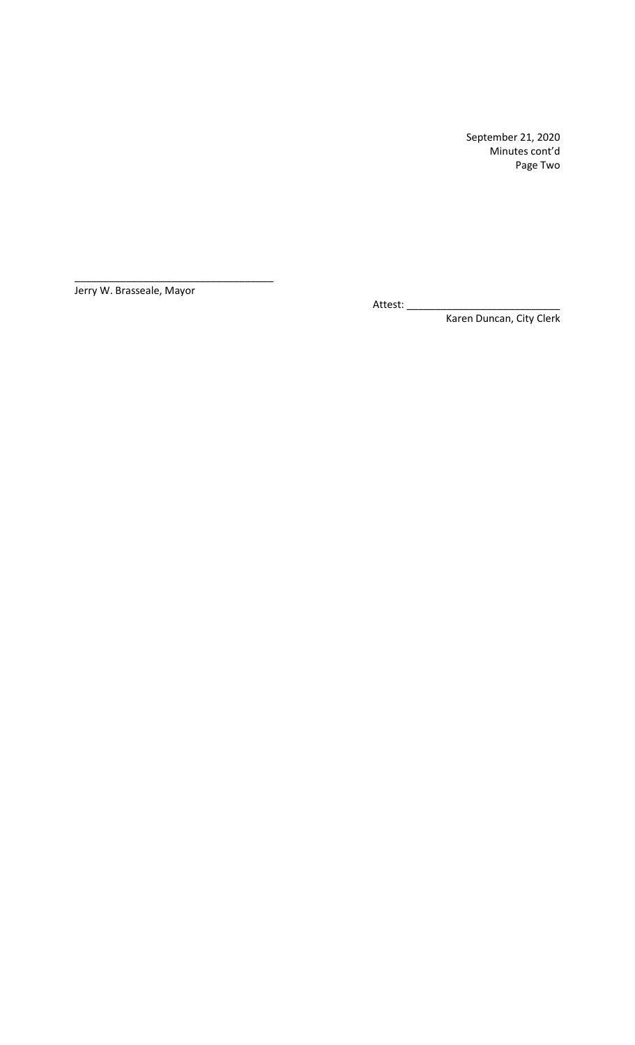\_\_\_\_\_\_\_\_\_\_\_\_\_\_\_\_\_\_\_\_\_\_\_\_\_\_\_\_\_\_\_\_\_\_

Jerry W. Brasseale, Mayor

Attest: \_\_\_\_\_\_\_\_\_\_\_\_\_\_\_\_\_\_\_\_\_\_\_\_\_\_\_

Karen Duncan, City Clerk